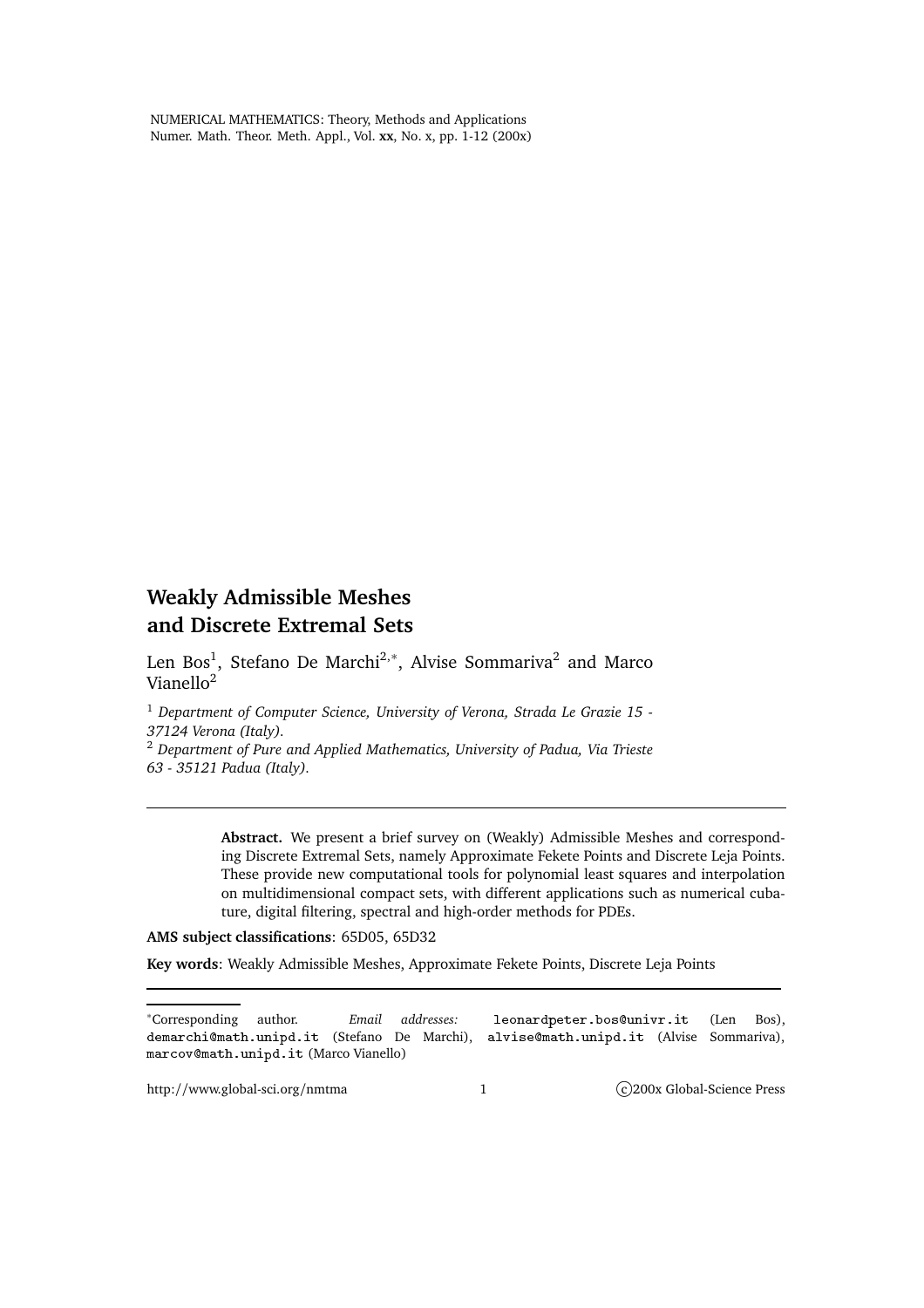# Weakly Admissible Meshes and Discrete Extremal Sets

Len Bos[1], Stefano De Marchi[2,*], Alvise Sommariva[2] and Marco Vianello[2]

[1] *Department of Computer Science, University of Verona, Strada Le Grazie 15 - 37124 Verona (Italy).*

[2] *Department of Pure and Applied Mathematics, University of Padua, Via Trieste 63 - 35121 Padua (Italy).*

---

**Abstract.** We present a brief survey on (Weakly) Admissible Meshes and corresponding Discrete Extremal Sets, namely Approximate Fekete Points and Discrete Leja Points. These provide new computational tools for polynomial least squares and interpolation on multidimensional compact sets, with different applications such as numerical cubature, digital filtering, spectral and high-order methods for PDEs.

**AMS subject classifications**: 65D05, 65D32

**Key words**: Weakly Admissible Meshes, Approximate Fekete Points, Discrete Leja Points

---

*Corresponding author. *Email addresses:* leonardpeter.bos@univr.it (Len Bos), demarchi@math.unipd.it (Stefano De Marchi), alvise@math.unipd.it (Alvise Sommariva), marcov@math.unipd.it (Marco Vianello)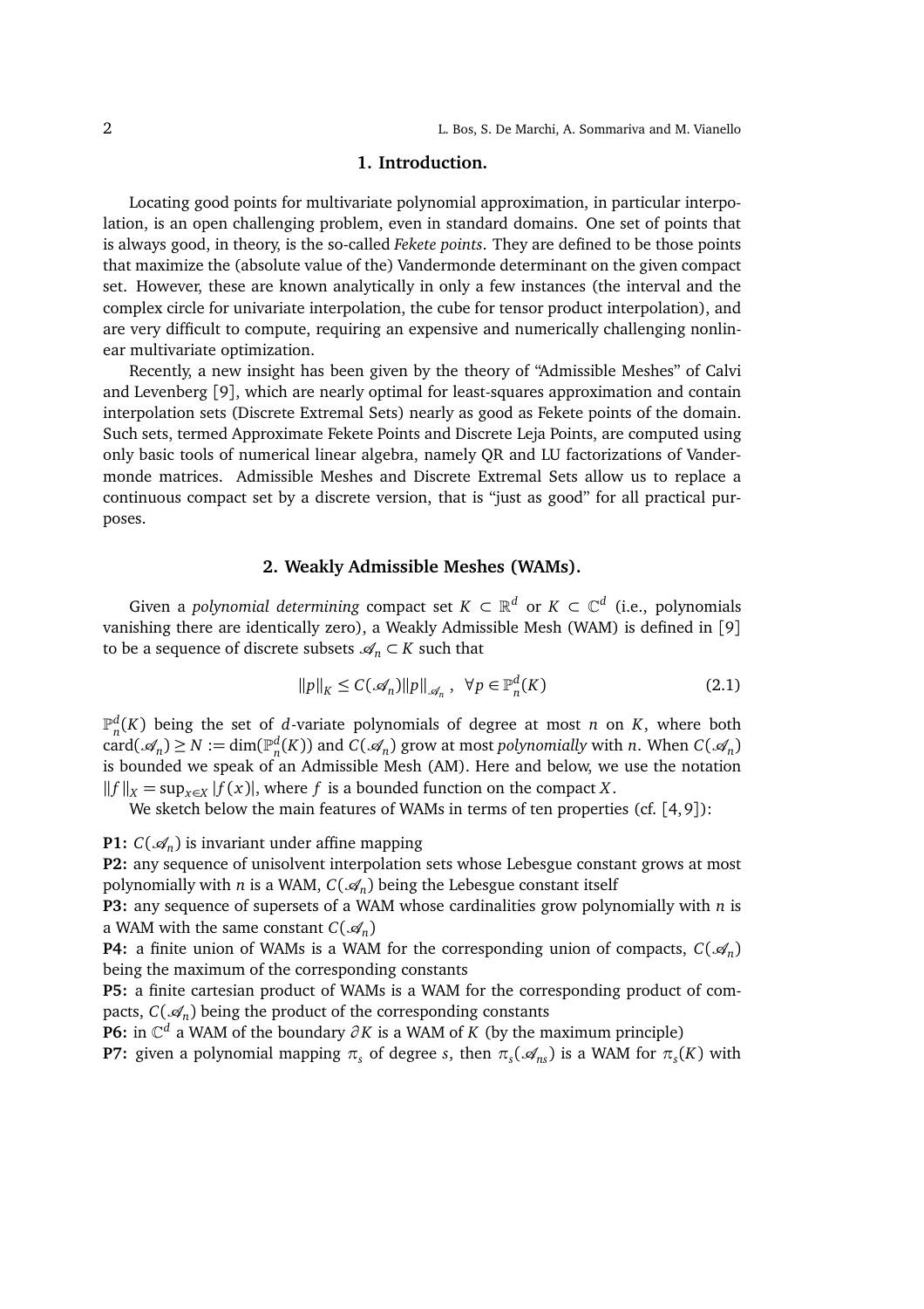## 1. Introduction.

Locating good points for multivariate polynomial approximation, in particular interpolation, is an open challenging problem, even in standard domains. One set of points that is always good, in theory, is the so-called *Fekete points*. They are defined to be those points that maximize the (absolute value of the) Vandermonde determinant on the given compact set. However, these are known analytically in only a few instances (the interval and the complex circle for univariate interpolation, the cube for tensor product interpolation), and are very difficult to compute, requiring an expensive and numerically challenging nonlinear multivariate optimization.

Recently, a new insight has been given by the theory of "Admissible Meshes" of Calvi and Levenberg [9], which are nearly optimal for least-squares approximation and contain interpolation sets (Discrete Extremal Sets) nearly as good as Fekete points of the domain. Such sets, termed Approximate Fekete Points and Discrete Leja Points, are computed using only basic tools of numerical linear algebra, namely QR and LU factorizations of Vandermonde matrices. Admissible Meshes and Discrete Extremal Sets allow us to replace a continuous compact set by a discrete version, that is "just as good" for all practical purposes.

## 2. Weakly Admissible Meshes (WAMs).

Given a *polynomial determining* compact set $K \subset \mathbb{R}^d$ or $K \subset \mathbb{C}^d$ (i.e., polynomials vanishing there are identically zero), a Weakly Admissible Mesh (WAM) is defined in [9] to be a sequence of discrete subsets $\mathscr{A}_n \subset K$ such that

$$\|p\|_K \leq C(\mathscr{A}_n)\|p\|_{\mathscr{A}_n}, \quad \forall p \in \mathbb{P}_n^d(K) \tag{2.1}$$

$\mathbb{P}_n^d(K)$ being the set of $d$-variate polynomials of degree at most $n$ on $K$, where both $\text{card}(\mathscr{A}_n) \geq N := \dim(\mathbb{P}_n^d(K))$ and $C(\mathscr{A}_n)$ grow at most *polynomially* with $n$. When $C(\mathscr{A}_n)$ is bounded we speak of an Admissible Mesh (AM). Here and below, we use the notation $\|f\|_X = \sup_{x \in X} |f(x)|$, where $f$ is a bounded function on the compact $X$.

We sketch below the main features of WAMs in terms of ten properties (cf. [4, 9]):

**P1:** $C(\mathscr{A}_n)$ is invariant under affine mapping

**P2:** any sequence of unisolvent interpolation sets whose Lebesgue constant grows at most polynomially with $n$ is a WAM, $C(\mathscr{A}_n)$ being the Lebesgue constant itself

**P3:** any sequence of supersets of a WAM whose cardinalities grow polynomially with $n$ is a WAM with the same constant $C(\mathscr{A}_n)$

**P4:** a finite union of WAMs is a WAM for the corresponding union of compacts, $C(\mathscr{A}_n)$ being the maximum of the corresponding constants

**P5:** a finite cartesian product of WAMs is a WAM for the corresponding product of compacts, $C(\mathscr{A}_n)$ being the product of the corresponding constants

**P6:** in $\mathbb{C}^d$ a WAM of the boundary $\partial K$ is a WAM of $K$ (by the maximum principle)

**P7:** given a polynomial mapping $\pi_s$ of degree $s$, then $\pi_s(\mathscr{A}_{ns})$ is a WAM for $\pi_s(K)$ with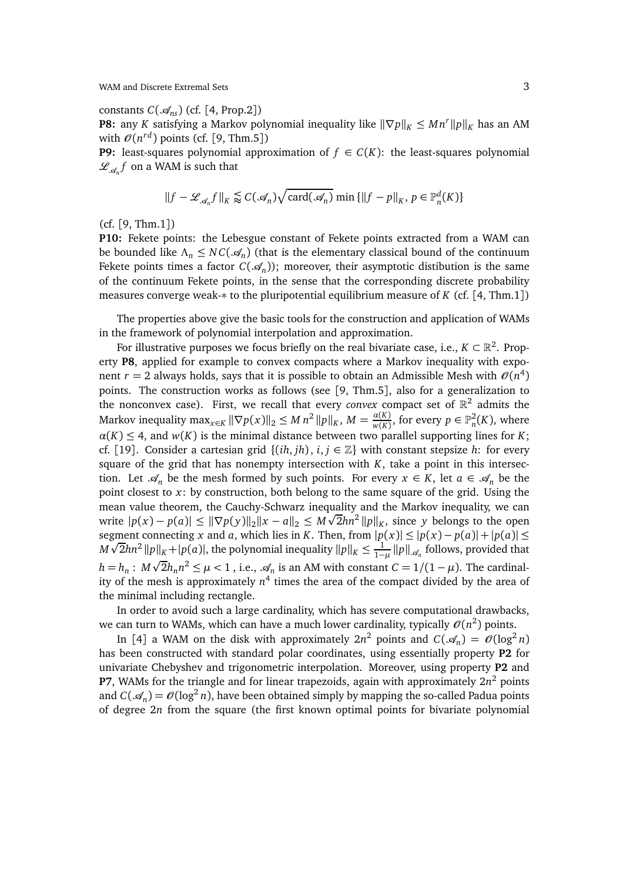constants $C(\mathscr{A}_{ns})$ (cf. [4, Prop.2])

**P8:** any $K$ satisfying a Markov polynomial inequality like $\|\nabla p\|_K \le M n^r \|p\|_K$ has an AM with $\mathscr{O}(n^{rd})$ points (cf. [9, Thm.5])

**P9:** least-squares polynomial approximation of $f \in C(K)$: the least-squares polynomial $\mathscr{L}_{\mathscr{A}_n} f$ on a WAM is such that

$$\|f - \mathscr{L}_{\mathscr{A}_n} f\|_K \lessapprox C(\mathscr{A}_n)\sqrt{\operatorname{card}(\mathscr{A}_n)}\,\min\{\|f-p\|_K,\, p \in \mathbb{P}_n^d(K)\}$$

(cf. [9, Thm.1])

**P10:** Fekete points: the Lebesgue constant of Fekete points extracted from a WAM can be bounded like $\Lambda_n \le NC(\mathscr{A}_n)$ (that is the elementary classical bound of the continuum Fekete points times a factor $C(\mathscr{A}_n)$); moreover, their asymptotic distibution is the same of the continuum Fekete points, in the sense that the corresponding discrete probability measures converge weak-$*$ to the pluripotential equilibrium measure of $K$ (cf. [4, Thm.1])

The properties above give the basic tools for the construction and application of WAMs in the framework of polynomial interpolation and approximation.

For illustrative purposes we focus briefly on the real bivariate case, i.e., $K \subset \mathbb{R}^2$. Property **P8**, applied for example to convex compacts where a Markov inequality with exponent $r = 2$ always holds, says that it is possible to obtain an Admissible Mesh with $\mathscr{O}(n^4)$ points. The construction works as follows (see [9, Thm.5], also for a generalization to the nonconvex case). First, we recall that every *convex* compact set of $\mathbb{R}^2$ admits the Markov inequality $\max_{x\in K}\|\nabla p(x)\|_2 \le M\,n^2\,\|p\|_K$, $M = \frac{\alpha(K)}{w(K)}$, for every $p \in \mathbb{P}_n^2(K)$, where $\alpha(K) \le 4$, and $w(K)$ is the minimal distance between two parallel supporting lines for $K$; cf. [19]. Consider a cartesian grid $\{(ih, jh),\, i,j \in \mathbb{Z}\}$ with constant stepsize $h$: for every square of the grid that has nonempty intersection with $K$, take a point in this intersection. Let $\mathscr{A}_n$ be the mesh formed by such points. For every $x \in K$, let $a \in \mathscr{A}_n$ be the point closest to $x$: by construction, both belong to the same square of the grid. Using the mean value theorem, the Cauchy-Schwarz inequality and the Markov inequality, we can write $|p(x)-p(a)| \le \|\nabla p(y)\|_2\|x-a\|_2 \le M\sqrt{2}hn^2\,\|p\|_K$, since $y$ belongs to the open segment connecting $x$ and $a$, which lies in $K$. Then, from $|p(x)| \le |p(x)-p(a)|+|p(a)| \le M\sqrt{2}hn^2\,\|p\|_K + |p(a)|$, the polynomial inequality $\|p\|_K \le \frac{1}{1-\mu}\,\|p\|_{\mathscr{A}_n}$ follows, provided that $h = h_n:\ M\sqrt{2}h_n n^2 \le \mu < 1$ , i.e., $\mathscr{A}_n$ is an AM with constant $C = 1/(1-\mu)$. The cardinality of the mesh is approximately $n^4$ times the area of the compact divided by the area of the minimal including rectangle.

In order to avoid such a large cardinality, which has severe computational drawbacks, we can turn to WAMs, which can have a much lower cardinality, typically $\mathscr{O}(n^2)$ points.

In [4] a WAM on the disk with approximately $2n^2$ points and $C(\mathscr{A}_n) = \mathscr{O}(\log^2 n)$ has been constructed with standard polar coordinates, using essentially property **P2** for univariate Chebyshev and trigonometric interpolation. Moreover, using property **P2** and **P7**, WAMs for the triangle and for linear trapezoids, again with approximately $2n^2$ points and $C(\mathscr{A}_n) = \mathscr{O}(\log^2 n)$, have been obtained simply by mapping the so-called Padua points of degree $2n$ from the square (the first known optimal points for bivariate polynomial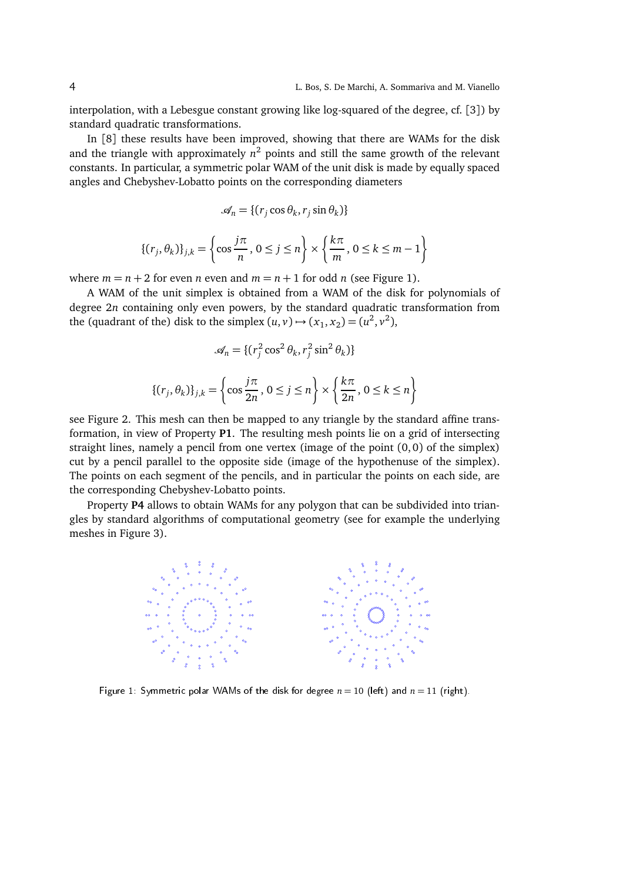interpolation, with a Lebesgue constant growing like log-squared of the degree, cf. [3]) by standard quadratic transformations.

In [8] these results have been improved, showing that there are WAMs for the disk and the triangle with approximately $n^2$ points and still the same growth of the relevant constants. In particular, a symmetric polar WAM of the unit disk is made by equally spaced angles and Chebyshev-Lobatto points on the corresponding diameters

$$\mathscr{A}_n = \{(r_j \cos\theta_k, r_j \sin\theta_k)\}$$

$$\{(r_j, \theta_k)\}_{j,k} = \left\{\cos\frac{j\pi}{n}, 0 \le j \le n\right\} \times \left\{\frac{k\pi}{m}, 0 \le k \le m-1\right\}$$

where $m = n + 2$ for even $n$ even and $m = n + 1$ for odd $n$ (see Figure 1).

A WAM of the unit simplex is obtained from a WAM of the disk for polynomials of degree $2n$ containing only even powers, by the standard quadratic transformation from the (quadrant of the) disk to the simplex $(u, v) \mapsto (x_1, x_2) = (u^2, v^2)$,

$$\mathscr{A}_n = \{(r_j^2 \cos^2\theta_k, r_j^2 \sin^2\theta_k)\}$$

$$\{(r_j, \theta_k)\}_{j,k} = \left\{\cos\frac{j\pi}{2n}, 0 \le j \le n\right\} \times \left\{\frac{k\pi}{2n}, 0 \le k \le n\right\}$$

see Figure 2. This mesh can then be mapped to any triangle by the standard affine transformation, in view of Property **P1**. The resulting mesh points lie on a grid of intersecting straight lines, namely a pencil from one vertex (image of the point $(0, 0)$ of the simplex) cut by a pencil parallel to the opposite side (image of the hypothenuse of the simplex). The points on each segment of the pencils, and in particular the points on each side, are the corresponding Chebyshev-Lobatto points.

Property **P4** allows to obtain WAMs for any polygon that can be subdivided into triangles by standard algorithms of computational geometry (see for example the underlying meshes in Figure 3).

Figure 1: Symmetric polar WAMs of the disk for degree $n = 10$ (left) and $n = 11$ (right).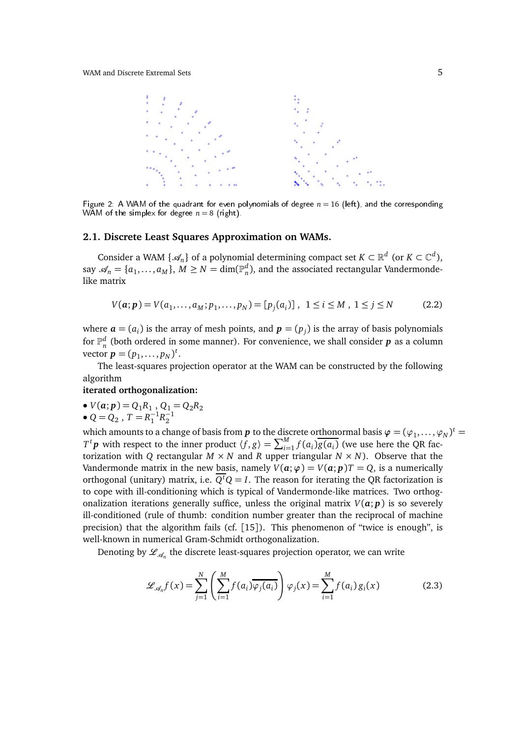Figure 2: A WAM of the quadrant for even polynomials of degree $n = 16$ (left), and the corresponding WAM of the simplex for degree $n = 8$ (right).

### 2.1. Discrete Least Squares Approximation on WAMs.

Consider a WAM $\{\mathscr{A}_n\}$ of a polynomial determining compact set $K \subset \mathbb{R}^d$ (or $K \subset \mathbb{C}^d$), say $\mathscr{A}_n = \{a_1, \ldots, a_M\}$, $M \geq N = \dim(\mathbb{P}_n^d)$, and the associated rectangular Vandermonde-like matrix

$$V(\boldsymbol{a}; \boldsymbol{p}) = V(a_1, \ldots, a_M; p_1, \ldots, p_N) = [p_j(a_i)] \;, \;\; 1 \leq i \leq M \;, \; 1 \leq j \leq N \tag{2.2}$$

where $\boldsymbol{a} = (a_i)$ is the array of mesh points, and $\boldsymbol{p} = (p_j)$ is the array of basis polynomials for $\mathbb{P}_n^d$ (both ordered in some manner). For convenience, we shall consider $\boldsymbol{p}$ as a column vector $\boldsymbol{p} = (p_1, \ldots, p_N)^t$.

The least-squares projection operator at the WAM can be constructed by the following algorithm

**iterated orthogonalization:**

- $V(\boldsymbol{a}; \boldsymbol{p}) = Q_1 R_1$ , $Q_1 = Q_2 R_2$
- $Q = Q_2$ , $T = R_1^{-1} R_2^{-1}$

which amounts to a change of basis from $\boldsymbol{p}$ to the discrete orthonormal basis $\boldsymbol{\varphi} = (\varphi_1, \ldots, \varphi_N)^t = T^t \boldsymbol{p}$ with respect to the inner product $\langle f, g \rangle = \sum_{i=1}^{M} f(a_i)\overline{g(a_i)}$ (we use here the QR factorization with $Q$ rectangular $M \times N$ and $R$ upper triangular $N \times N$). Observe that the Vandermonde matrix in the new basis, namely $V(\boldsymbol{a}; \boldsymbol{\varphi}) = V(\boldsymbol{a}; \boldsymbol{p})T = Q$, is a numerically orthogonal (unitary) matrix, i.e. $\overline{Q^t} Q = I$. The reason for iterating the QR factorization is to cope with ill-conditioning which is typical of Vandermonde-like matrices. Two orthogonalization iterations generally suffice, unless the original matrix $V(\boldsymbol{a}; \boldsymbol{p})$ is so severely ill-conditioned (rule of thumb: condition number greater than the reciprocal of machine precision) that the algorithm fails (cf. [15]). This phenomenon of "twice is enough", is well-known in numerical Gram-Schmidt orthogonalization.

Denoting by $\mathscr{L}_{\mathscr{A}_n}$ the discrete least-squares projection operator, we can write

$$\mathscr{L}_{\mathscr{A}_n} f(x) = \sum_{j=1}^{N} \left( \sum_{i=1}^{M} f(a_i) \overline{\varphi_j(a_i)} \right) \varphi_j(x) = \sum_{i=1}^{M} f(a_i)\, g_i(x) \tag{2.3}$$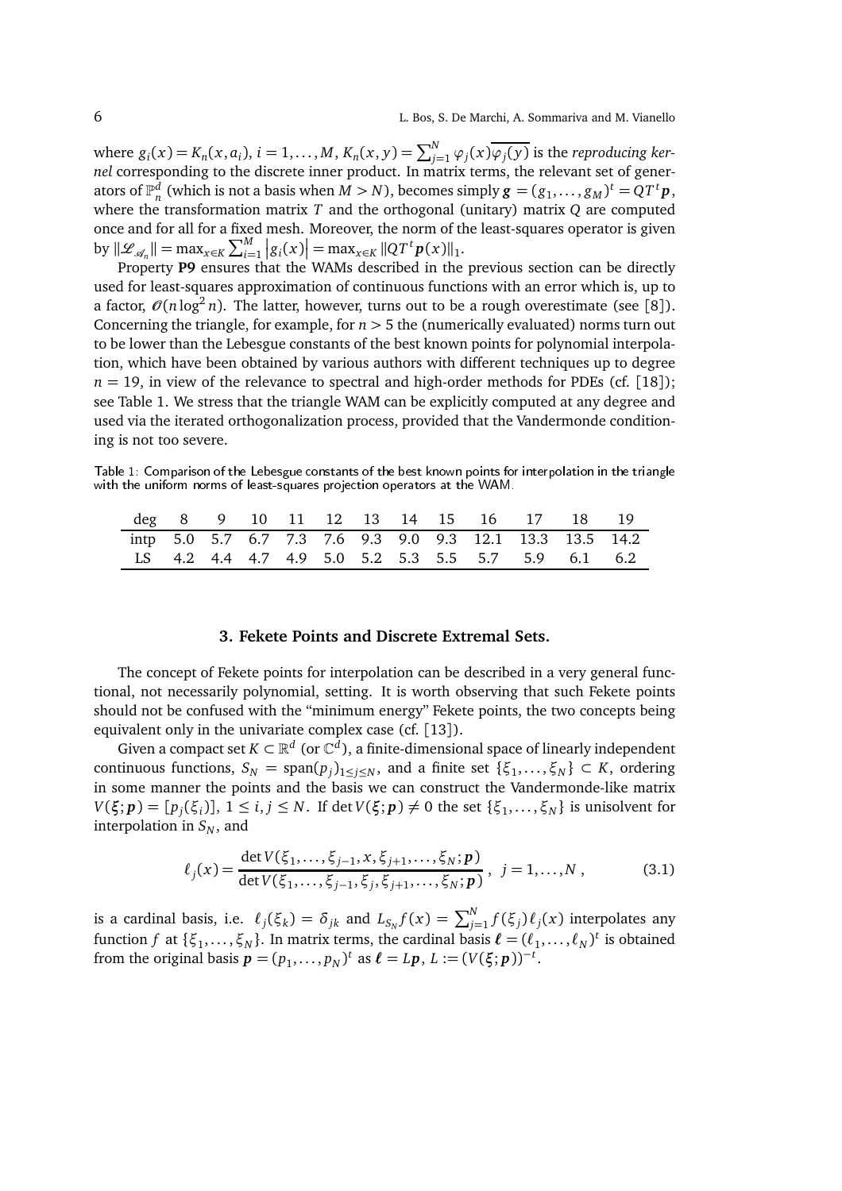where $g_i(x) = K_n(x, a_i)$, $i = 1, \dots, M$, $K_n(x, y) = \sum_{j=1}^{N} \varphi_j(x)\overline{\varphi_j(y)}$ is the *reproducing kernel* corresponding to the discrete inner product. In matrix terms, the relevant set of generators of $\mathbb{P}_n^d$ (which is not a basis when $M > N$), becomes simply $\boldsymbol{g} = (g_1, \dots, g_M)^t = QT^t\boldsymbol{p}$, where the transformation matrix $T$ and the orthogonal (unitary) matrix $Q$ are computed once and for all for a fixed mesh. Moreover, the norm of the least-squares operator is given by $\|\mathscr{L}_{\mathscr{A}_n}\| = \max_{x \in K} \sum_{i=1}^{M} |g_i(x)| = \max_{x \in K} \|QT^t\boldsymbol{p}(x)\|_1$.

Property **P9** ensures that the WAMs described in the previous section can be directly used for least-squares approximation of continuous functions with an error which is, up to a factor, $\mathcal{O}(n \log^2 n)$. The latter, however, turns out to be a rough overestimate (see [8]). Concerning the triangle, for example, for $n > 5$ the (numerically evaluated) norms turn out to be lower than the Lebesgue constants of the best known points for polynomial interpolation, which have been obtained by various authors with different techniques up to degree $n = 19$, in view of the relevance to spectral and high-order methods for PDEs (cf. [18]); see Table 1. We stress that the triangle WAM can be explicitly computed at any degree and used via the iterated orthogonalization process, provided that the Vandermonde conditioning is not too severe.

Table 1: Comparison of the Lebesgue constants of the best known points for interpolation in the triangle with the uniform norms of least-squares projection operators at the WAM.

| deg | 8 | 9 | 10 | 11 | 12 | 13 | 14 | 15 | 16 | 17 | 18 | 19 |
|---|---|---|---|---|---|---|---|---|---|---|---|---|
| intp | 5.0 | 5.7 | 6.7 | 7.3 | 7.6 | 9.3 | 9.0 | 9.3 | 12.1 | 13.3 | 13.5 | 14.2 |
| LS | 4.2 | 4.4 | 4.7 | 4.9 | 5.0 | 5.2 | 5.3 | 5.5 | 5.7 | 5.9 | 6.1 | 6.2 |

## 3. Fekete Points and Discrete Extremal Sets.

The concept of Fekete points for interpolation can be described in a very general functional, not necessarily polynomial, setting. It is worth observing that such Fekete points should not be confused with the "minimum energy" Fekete points, the two concepts being equivalent only in the univariate complex case (cf. [13]).

Given a compact set $K \subset \mathbb{R}^d$ (or $\mathbb{C}^d$), a finite-dimensional space of linearly independent continuous functions, $S_N = \text{span}(p_j)_{1 \le j \le N}$, and a finite set $\{\xi_1, \dots, \xi_N\} \subset K$, ordering in some manner the points and the basis we can construct the Vandermonde-like matrix $V(\boldsymbol{\xi}; \boldsymbol{p}) = [p_j(\xi_i)]$, $1 \le i, j \le N$. If $\det V(\boldsymbol{\xi}; \boldsymbol{p}) \neq 0$ the set $\{\xi_1, \dots, \xi_N\}$ is unisolvent for interpolation in $S_N$, and

$$\ell_j(x) = \frac{\det V(\xi_1, \dots, \xi_{j-1}, x, \xi_{j+1}, \dots, \xi_N; \boldsymbol{p})}{\det V(\xi_1, \dots, \xi_{j-1}, \xi_j, \xi_{j+1}, \dots, \xi_N; \boldsymbol{p})}, \quad j = 1, \dots, N, \tag{3.1}$$

is a cardinal basis, i.e. $\ell_j(\xi_k) = \delta_{jk}$ and $L_{S_N} f(x) = \sum_{j=1}^{N} f(\xi_j)\ell_j(x)$ interpolates any function $f$ at $\{\xi_1, \dots, \xi_N\}$. In matrix terms, the cardinal basis $\boldsymbol{\ell} = (\ell_1, \dots, \ell_N)^t$ is obtained from the original basis $\boldsymbol{p} = (p_1, \dots, p_N)^t$ as $\boldsymbol{\ell} = L\boldsymbol{p}$, $L := (V(\boldsymbol{\xi}; \boldsymbol{p}))^{-t}$.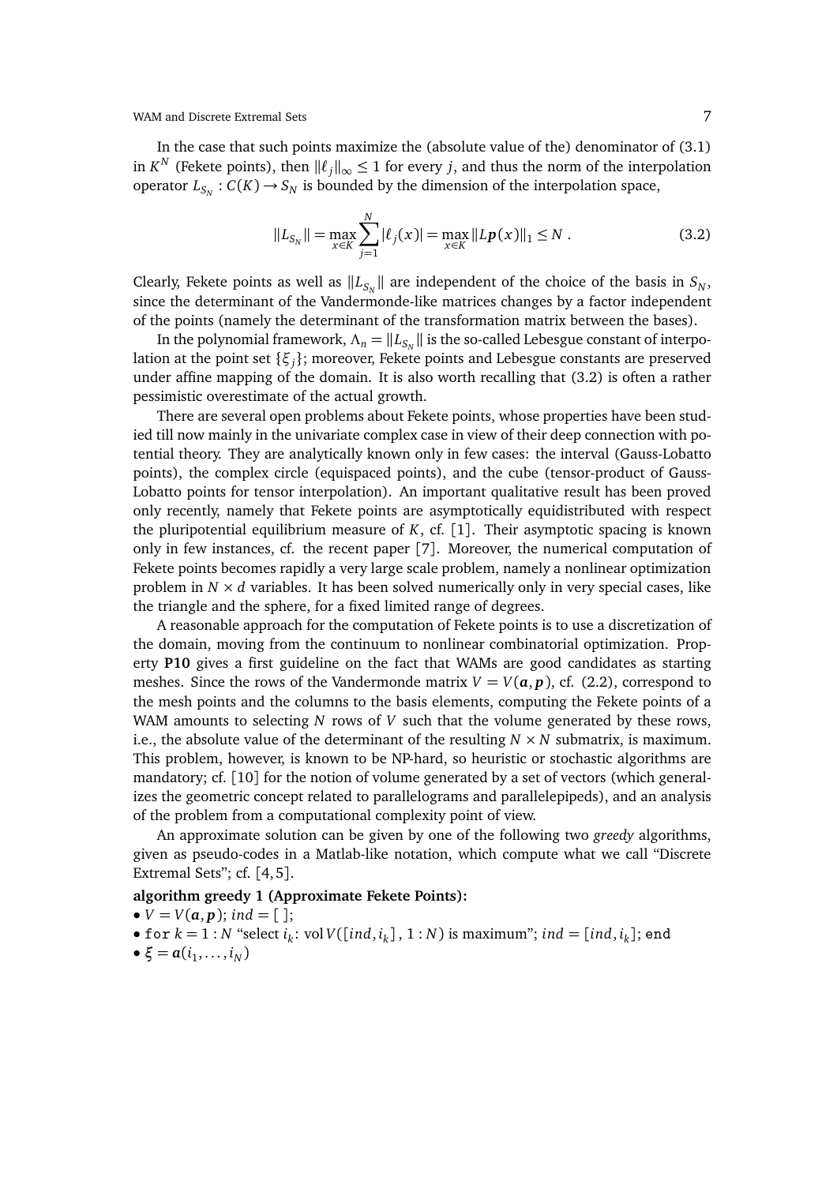In the case that such points maximize the (absolute value of the) denominator of (3.1) in $K^N$ (Fekete points), then $\|\ell_j\|_\infty \le 1$ for every $j$, and thus the norm of the interpolation operator $L_{S_N} : C(K) \to S_N$ is bounded by the dimension of the interpolation space,

$$\|L_{S_N}\| = \max_{x \in K} \sum_{j=1}^{N} |\ell_j(x)| = \max_{x \in K} \|L\boldsymbol{p}(x)\|_1 \le N \; . \tag{3.2}$$

Clearly, Fekete points as well as $\|L_{S_N}\|$ are independent of the choice of the basis in $S_N$, since the determinant of the Vandermonde-like matrices changes by a factor independent of the points (namely the determinant of the transformation matrix between the bases).

In the polynomial framework, $\Lambda_n = \|L_{S_N}\|$ is the so-called Lebesgue constant of interpolation at the point set $\{\xi_j\}$; moreover, Fekete points and Lebesgue constants are preserved under affine mapping of the domain. It is also worth recalling that (3.2) is often a rather pessimistic overestimate of the actual growth.

There are several open problems about Fekete points, whose properties have been studied till now mainly in the univariate complex case in view of their deep connection with potential theory. They are analytically known only in few cases: the interval (Gauss-Lobatto points), the complex circle (equispaced points), and the cube (tensor-product of Gauss-Lobatto points for tensor interpolation). An important qualitative result has been proved only recently, namely that Fekete points are asymptotically equidistributed with respect the pluripotential equilibrium measure of $K$, cf. [1]. Their asymptotic spacing is known only in few instances, cf. the recent paper [7]. Moreover, the numerical computation of Fekete points becomes rapidly a very large scale problem, namely a nonlinear optimization problem in $N \times d$ variables. It has been solved numerically only in very special cases, like the triangle and the sphere, for a fixed limited range of degrees.

A reasonable approach for the computation of Fekete points is to use a discretization of the domain, moving from the continuum to nonlinear combinatorial optimization. Property **P10** gives a first guideline on the fact that WAMs are good candidates as starting meshes. Since the rows of the Vandermonde matrix $V = V(\boldsymbol{a}, \boldsymbol{p})$, cf. (2.2), correspond to the mesh points and the columns to the basis elements, computing the Fekete points of a WAM amounts to selecting $N$ rows of $V$ such that the volume generated by these rows, i.e., the absolute value of the determinant of the resulting $N \times N$ submatrix, is maximum. This problem, however, is known to be NP-hard, so heuristic or stochastic algorithms are mandatory; cf. [10] for the notion of volume generated by a set of vectors (which generalizes the geometric concept related to parallelograms and parallelepipeds), and an analysis of the problem from a computational complexity point of view.

An approximate solution can be given by one of the following two *greedy* algorithms, given as pseudo-codes in a Matlab-like notation, which compute what we call "Discrete Extremal Sets"; cf. [4, 5].

**algorithm greedy 1 (Approximate Fekete Points):**

- $V = V(\boldsymbol{a}, \boldsymbol{p})$; $ind = [\;]$;
- `for` $k = 1 : N$ "select $i_k$: $\mathrm{vol}\, V([ind, i_k], 1 : N)$ is maximum"; $ind = [ind, i_k]$; `end`
- $\boldsymbol{\xi} = \boldsymbol{a}(i_1, \ldots, i_N)$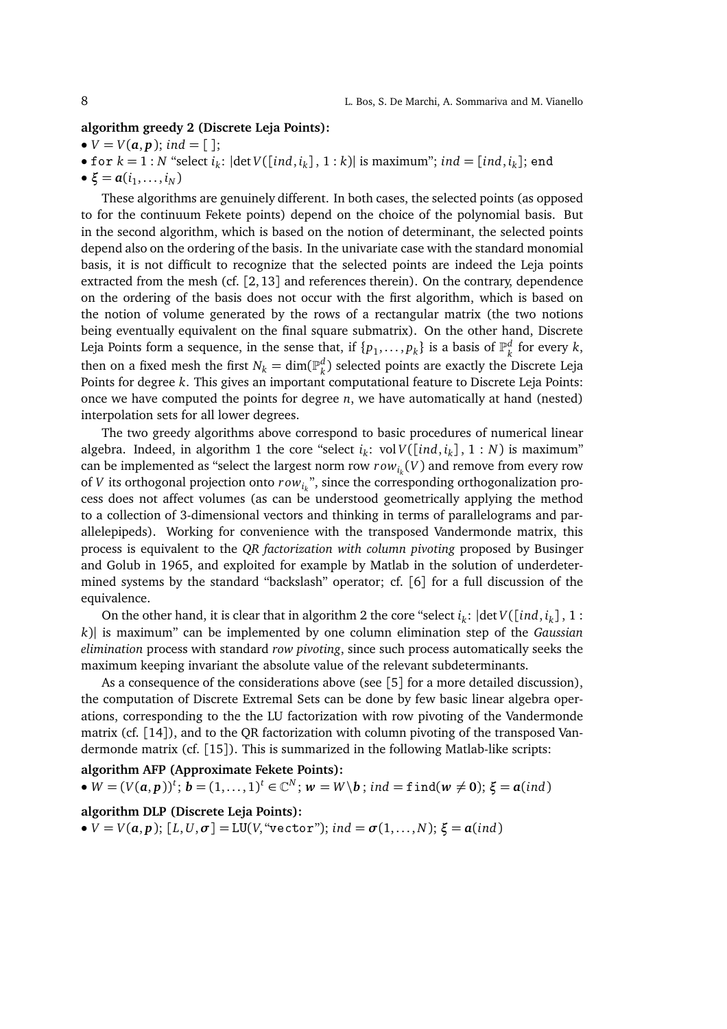**algorithm greedy 2 (Discrete Leja Points):**

- $V = V(\boldsymbol{a}, \boldsymbol{p})$; $ind = [\ ]$;
- `for` $k = 1 : N$ "select $i_k$: $|\det V([ind, i_k], 1:k)|$ is maximum"; $ind = [ind, i_k]$; `end`
- $\boldsymbol{\xi} = \boldsymbol{a}(i_1, \ldots, i_N)$

These algorithms are genuinely different. In both cases, the selected points (as opposed to for the continuum Fekete points) depend on the choice of the polynomial basis. But in the second algorithm, which is based on the notion of determinant, the selected points depend also on the ordering of the basis. In the univariate case with the standard monomial basis, it is not difficult to recognize that the selected points are indeed the Leja points extracted from the mesh (cf. [2, 13] and references therein). On the contrary, dependence on the ordering of the basis does not occur with the first algorithm, which is based on the notion of volume generated by the rows of a rectangular matrix (the two notions being eventually equivalent on the final square submatrix). On the other hand, Discrete Leja Points form a sequence, in the sense that, if $\{p_1, \ldots, p_k\}$ is a basis of $\mathbb{P}_k^d$ for every $k$, then on a fixed mesh the first $N_k = \dim(\mathbb{P}_k^d)$ selected points are exactly the Discrete Leja Points for degree $k$. This gives an important computational feature to Discrete Leja Points: once we have computed the points for degree $n$, we have automatically at hand (nested) interpolation sets for all lower degrees.

The two greedy algorithms above correspond to basic procedures of numerical linear algebra. Indeed, in algorithm 1 the core "select $i_k$: $\mathrm{vol}\, V([ind, i_k], 1:N)$ is maximum" can be implemented as "select the largest norm row $row_{i_k}(V)$ and remove from every row of $V$ its orthogonal projection onto $row_{i_k}$", since the corresponding orthogonalization process does not affect volumes (as can be understood geometrically applying the method to a collection of 3-dimensional vectors and thinking in terms of parallelograms and parallelepipeds). Working for convenience with the transposed Vandermonde matrix, this process is equivalent to the *QR factorization with column pivoting* proposed by Businger and Golub in 1965, and exploited for example by Matlab in the solution of underdetermined systems by the standard "backslash" operator; cf. [6] for a full discussion of the equivalence.

On the other hand, it is clear that in algorithm 2 the core "select $i_k$: $|\det V([ind, i_k], 1:k)|$ is maximum" can be implemented by one column elimination step of the *Gaussian elimination* process with standard *row pivoting*, since such process automatically seeks the maximum keeping invariant the absolute value of the relevant subdeterminants.

As a consequence of the considerations above (see [5] for a more detailed discussion), the computation of Discrete Extremal Sets can be done by few basic linear algebra operations, corresponding to the the LU factorization with row pivoting of the Vandermonde matrix (cf. [14]), and to the QR factorization with column pivoting of the transposed Vandermonde matrix (cf. [15]). This is summarized in the following Matlab-like scripts:

**algorithm AFP (Approximate Fekete Points):**

- $W = (V(\boldsymbol{a}, \boldsymbol{p}))^t$; $\boldsymbol{b} = (1, \ldots, 1)^t \in \mathbb{C}^N$; $\boldsymbol{w} = W \backslash \boldsymbol{b}$; $ind = \mathtt{find}(\boldsymbol{w} \neq \boldsymbol{0})$; $\boldsymbol{\xi} = \boldsymbol{a}(ind)$

**algorithm DLP (Discrete Leja Points):**

- $V = V(\boldsymbol{a}, \boldsymbol{p})$; $[L, U, \boldsymbol{\sigma}] = \mathtt{LU}(V, \text{"}\mathtt{vector}\text{"})$; $ind = \boldsymbol{\sigma}(1, \ldots, N)$; $\boldsymbol{\xi} = \boldsymbol{a}(ind)$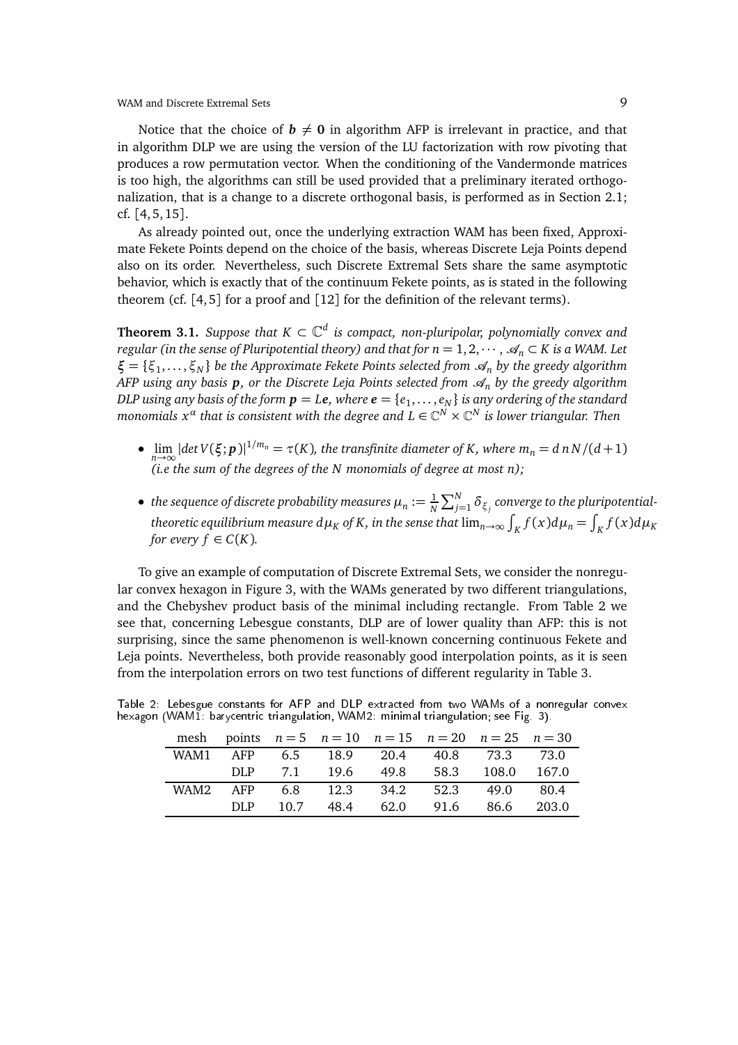Notice that the choice of $\boldsymbol{b} \neq \boldsymbol{0}$ in algorithm AFP is irrelevant in practice, and that in algorithm DLP we are using the version of the LU factorization with row pivoting that produces a row permutation vector. When the conditioning of the Vandermonde matrices is too high, the algorithms can still be used provided that a preliminary iterated orthogonalization, that is a change to a discrete orthogonal basis, is performed as in Section 2.1; cf. [4, 5, 15].

As already pointed out, once the underlying extraction WAM has been fixed, Approximate Fekete Points depend on the choice of the basis, whereas Discrete Leja Points depend also on its order. Nevertheless, such Discrete Extremal Sets share the same asymptotic behavior, which is exactly that of the continuum Fekete points, as is stated in the following theorem (cf. [4, 5] for a proof and [12] for the definition of the relevant terms).

**Theorem 3.1.** *Suppose that $K \subset \mathbb{C}^d$ is compact, non-pluripolar, polynomially convex and regular (in the sense of Pluripotential theory) and that for $n = 1, 2, \cdots$, $\mathscr{A}_n \subset K$ is a WAM. Let $\boldsymbol{\xi} = \{\xi_1, \ldots, \xi_N\}$ be the Approximate Fekete Points selected from $\mathscr{A}_n$ by the greedy algorithm AFP using any basis $\boldsymbol{p}$, or the Discrete Leja Points selected from $\mathscr{A}_n$ by the greedy algorithm DLP using any basis of the form $\boldsymbol{p} = L\boldsymbol{e}$, where $\boldsymbol{e} = \{e_1, \ldots, e_N\}$ is any ordering of the standard monomials $x^\alpha$ that is consistent with the degree and $L \in \mathbb{C}^N \times \mathbb{C}^N$ is lower triangular. Then*

- $\lim_{n\to\infty} |det\, V(\boldsymbol{\xi}; \boldsymbol{p})|^{1/m_n} = \tau(K)$*, the transfinite diameter of $K$, where $m_n = d\,n\,N/(d+1)$ (i.e the sum of the degrees of the $N$ monomials of degree at most $n$);*
- *the sequence of discrete probability measures $\mu_n := \frac{1}{N}\sum_{j=1}^{N} \delta_{\xi_j}$ converge to the pluripotential-theoretic equilibrium measure $d\mu_K$ of $K$, in the sense that $\lim_{n\to\infty} \int_K f(x)d\mu_n = \int_K f(x)d\mu_K$ for every $f \in C(K)$.*

To give an example of computation of Discrete Extremal Sets, we consider the nonregular convex hexagon in Figure 3, with the WAMs generated by two different triangulations, and the Chebyshev product basis of the minimal including rectangle. From Table 2 we see that, concerning Lebesgue constants, DLP are of lower quality than AFP: this is not surprising, since the same phenomenon is well-known concerning continuous Fekete and Leja points. Nevertheless, both provide reasonably good interpolation points, as it is seen from the interpolation errors on two test functions of different regularity in Table 3.

Table 2: Lebesgue constants for AFP and DLP extracted from two WAMs of a nonregular convex hexagon (WAM1: barycentric triangulation, WAM2: minimal triangulation; see Fig. 3).

| mesh | points | $n=5$ | $n=10$ | $n=15$ | $n=20$ | $n=25$ | $n=30$ |
|---|---|---|---|---|---|---|---|
| WAM1 | AFP | 6.5 | 18.9 | 20.4 | 40.8 | 73.3 | 73.0 |
| | DLP | 7.1 | 19.6 | 49.8 | 58.3 | 108.0 | 167.0 |
| WAM2 | AFP | 6.8 | 12.3 | 34.2 | 52.3 | 49.0 | 80.4 |
| | DLP | 10.7 | 48.4 | 62.0 | 91.6 | 86.6 | 203.0 |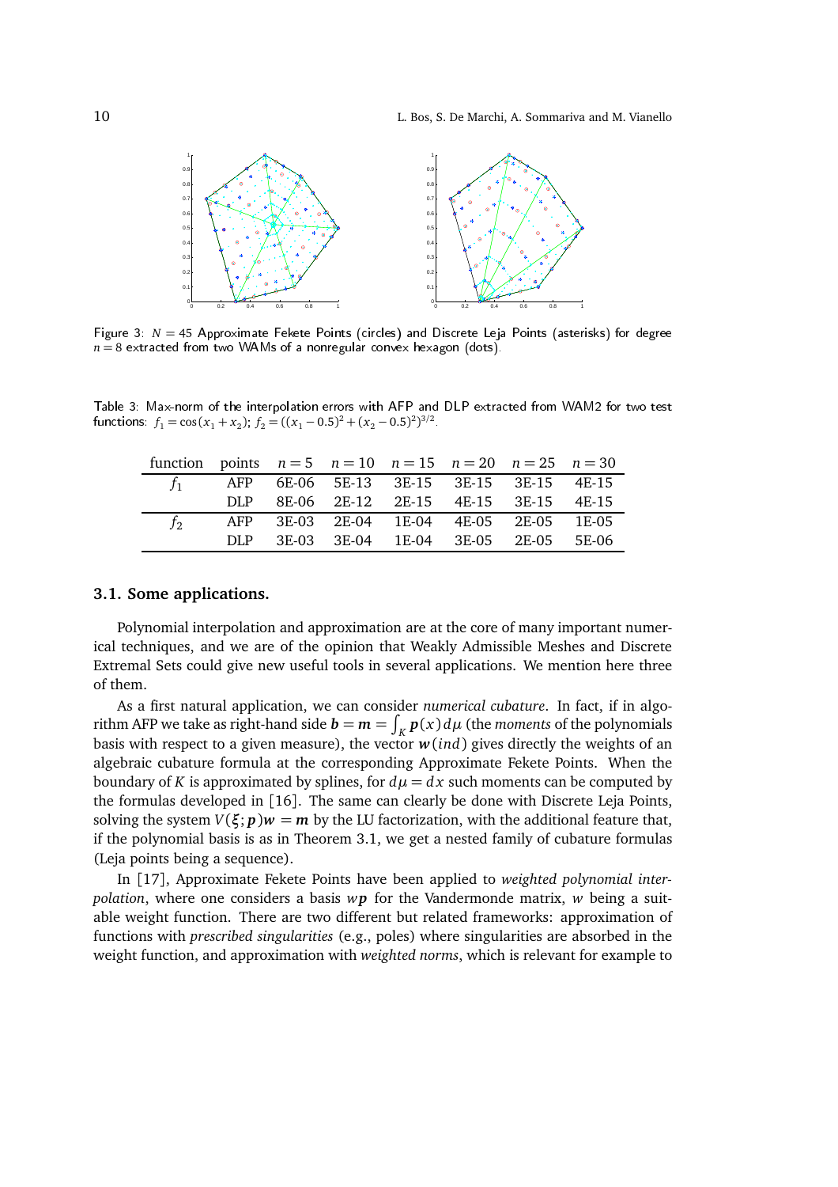Figure 3: $N = 45$ Approximate Fekete Points (circles) and Discrete Leja Points (asterisks) for degree $n = 8$ extracted from two WAMs of a nonregular convex hexagon (dots).

Table 3: Max-norm of the interpolation errors with AFP and DLP extracted from WAM2 for two test functions: $f_1 = \cos(x_1 + x_2)$; $f_2 = ((x_1 - 0.5)^2 + (x_2 - 0.5)^2)^{3/2}$.

| function | points | $n = 5$ | $n = 10$ | $n = 15$ | $n = 20$ | $n = 25$ | $n = 30$ |
|---|---|---|---|---|---|---|---|
| $f_1$ | AFP | 6E-06 | 5E-13 | 3E-15 | 3E-15 | 3E-15 | 4E-15 |
| | DLP | 8E-06 | 2E-12 | 2E-15 | 4E-15 | 3E-15 | 4E-15 |
| $f_2$ | AFP | 3E-03 | 2E-04 | 1E-04 | 4E-05 | 2E-05 | 1E-05 |
| | DLP | 3E-03 | 3E-04 | 1E-04 | 3E-05 | 2E-05 | 5E-06 |

### 3.1. Some applications.

Polynomial interpolation and approximation are at the core of many important numerical techniques, and we are of the opinion that Weakly Admissible Meshes and Discrete Extremal Sets could give new useful tools in several applications. We mention here three of them.

As a first natural application, we can consider *numerical cubature*. In fact, if in algorithm AFP we take as right-hand side $\boldsymbol{b} = \boldsymbol{m} = \int_K \boldsymbol{p}(x)\,d\mu$ (the *moments* of the polynomials basis with respect to a given measure), the vector $\boldsymbol{w}(ind)$ gives directly the weights of an algebraic cubature formula at the corresponding Approximate Fekete Points. When the boundary of $K$ is approximated by splines, for $d\mu = dx$ such moments can be computed by the formulas developed in [16]. The same can clearly be done with Discrete Leja Points, solving the system $V(\xi;\boldsymbol{p})\boldsymbol{w} = \boldsymbol{m}$ by the LU factorization, with the additional feature that, if the polynomial basis is as in Theorem 3.1, we get a nested family of cubature formulas (Leja points being a sequence).

In [17], Approximate Fekete Points have been applied to *weighted polynomial interpolation*, where one considers a basis $w\boldsymbol{p}$ for the Vandermonde matrix, $w$ being a suitable weight function. There are two different but related frameworks: approximation of functions with *prescribed singularities* (e.g., poles) where singularities are absorbed in the weight function, and approximation with *weighted norms*, which is relevant for example to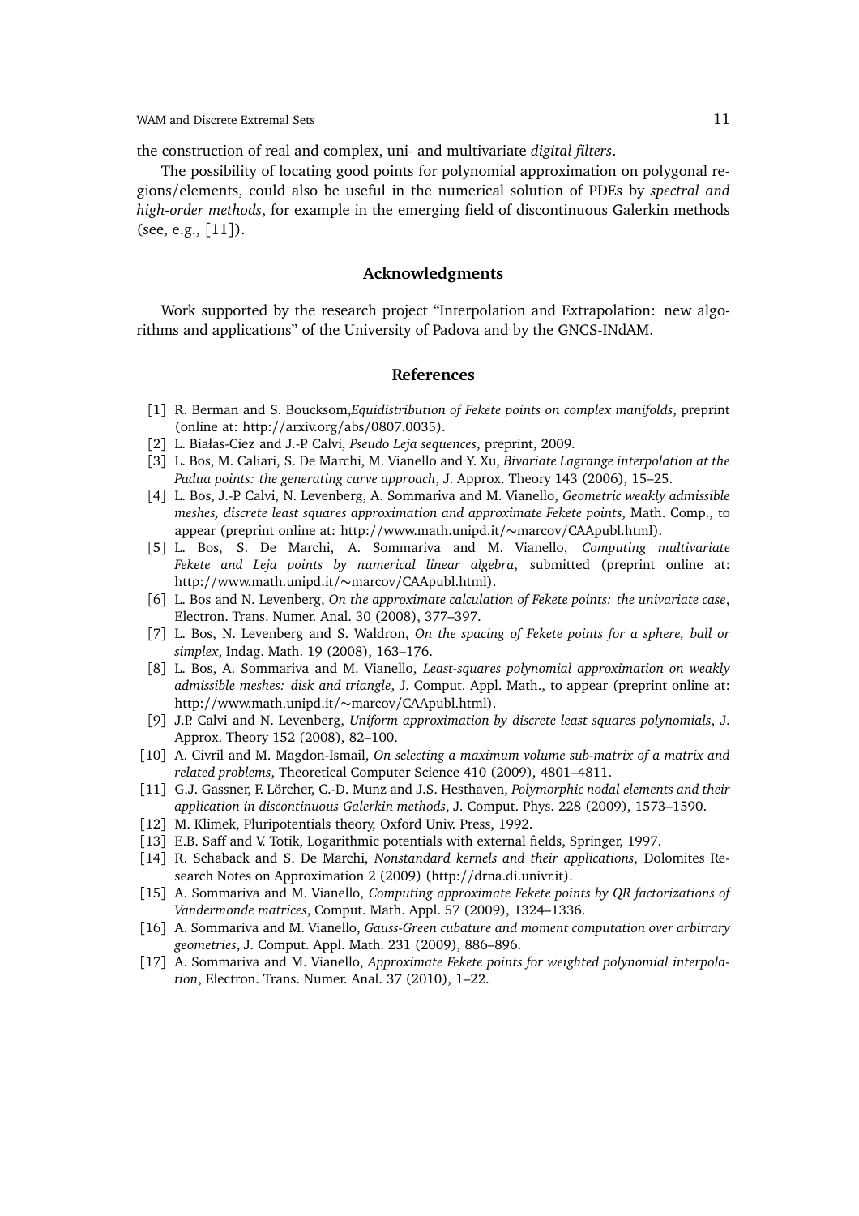the construction of real and complex, uni- and multivariate *digital filters*.

The possibility of locating good points for polynomial approximation on polygonal regions/elements, could also be useful in the numerical solution of PDEs by *spectral and high-order methods*, for example in the emerging field of discontinuous Galerkin methods (see, e.g., [11]).

## Acknowledgments

Work supported by the research project "Interpolation and Extrapolation: new algorithms and applications" of the University of Padova and by the GNCS-INdAM.

## References

[1] R. Berman and S. Boucksom,*Equidistribution of Fekete points on complex manifolds*, preprint (online at: http://arxiv.org/abs/0807.0035).

[2] L. Białas-Ciez and J.-P. Calvi, *Pseudo Leja sequences*, preprint, 2009.

[3] L. Bos, M. Caliari, S. De Marchi, M. Vianello and Y. Xu, *Bivariate Lagrange interpolation at the Padua points: the generating curve approach*, J. Approx. Theory 143 (2006), 15–25.

[4] L. Bos, J.-P. Calvi, N. Levenberg, A. Sommariva and M. Vianello, *Geometric weakly admissible meshes, discrete least squares approximation and approximate Fekete points*, Math. Comp., to appear (preprint online at: http://www.math.unipd.it/∼marcov/CAApubl.html).

[5] L. Bos, S. De Marchi, A. Sommariva and M. Vianello, *Computing multivariate Fekete and Leja points by numerical linear algebra*, submitted (preprint online at: http://www.math.unipd.it/∼marcov/CAApubl.html).

[6] L. Bos and N. Levenberg, *On the approximate calculation of Fekete points: the univariate case*, Electron. Trans. Numer. Anal. 30 (2008), 377–397.

[7] L. Bos, N. Levenberg and S. Waldron, *On the spacing of Fekete points for a sphere, ball or simplex*, Indag. Math. 19 (2008), 163–176.

[8] L. Bos, A. Sommariva and M. Vianello, *Least-squares polynomial approximation on weakly admissible meshes: disk and triangle*, J. Comput. Appl. Math., to appear (preprint online at: http://www.math.unipd.it/∼marcov/CAApubl.html).

[9] J.P. Calvi and N. Levenberg, *Uniform approximation by discrete least squares polynomials*, J. Approx. Theory 152 (2008), 82–100.

[10] A. Civril and M. Magdon-Ismail, *On selecting a maximum volume sub-matrix of a matrix and related problems*, Theoretical Computer Science 410 (2009), 4801–4811.

[11] G.J. Gassner, F. Lörcher, C.-D. Munz and J.S. Hesthaven, *Polymorphic nodal elements and their application in discontinuous Galerkin methods*, J. Comput. Phys. 228 (2009), 1573–1590.

[12] M. Klimek, Pluripotentials theory, Oxford Univ. Press, 1992.

[13] E.B. Saff and V. Totik, Logarithmic potentials with external fields, Springer, 1997.

[14] R. Schaback and S. De Marchi, *Nonstandard kernels and their applications*, Dolomites Research Notes on Approximation 2 (2009) (http://drna.di.univr.it).

[15] A. Sommariva and M. Vianello, *Computing approximate Fekete points by QR factorizations of Vandermonde matrices*, Comput. Math. Appl. 57 (2009), 1324–1336.

[16] A. Sommariva and M. Vianello, *Gauss-Green cubature and moment computation over arbitrary geometries*, J. Comput. Appl. Math. 231 (2009), 886–896.

[17] A. Sommariva and M. Vianello, *Approximate Fekete points for weighted polynomial interpolation*, Electron. Trans. Numer. Anal. 37 (2010), 1–22.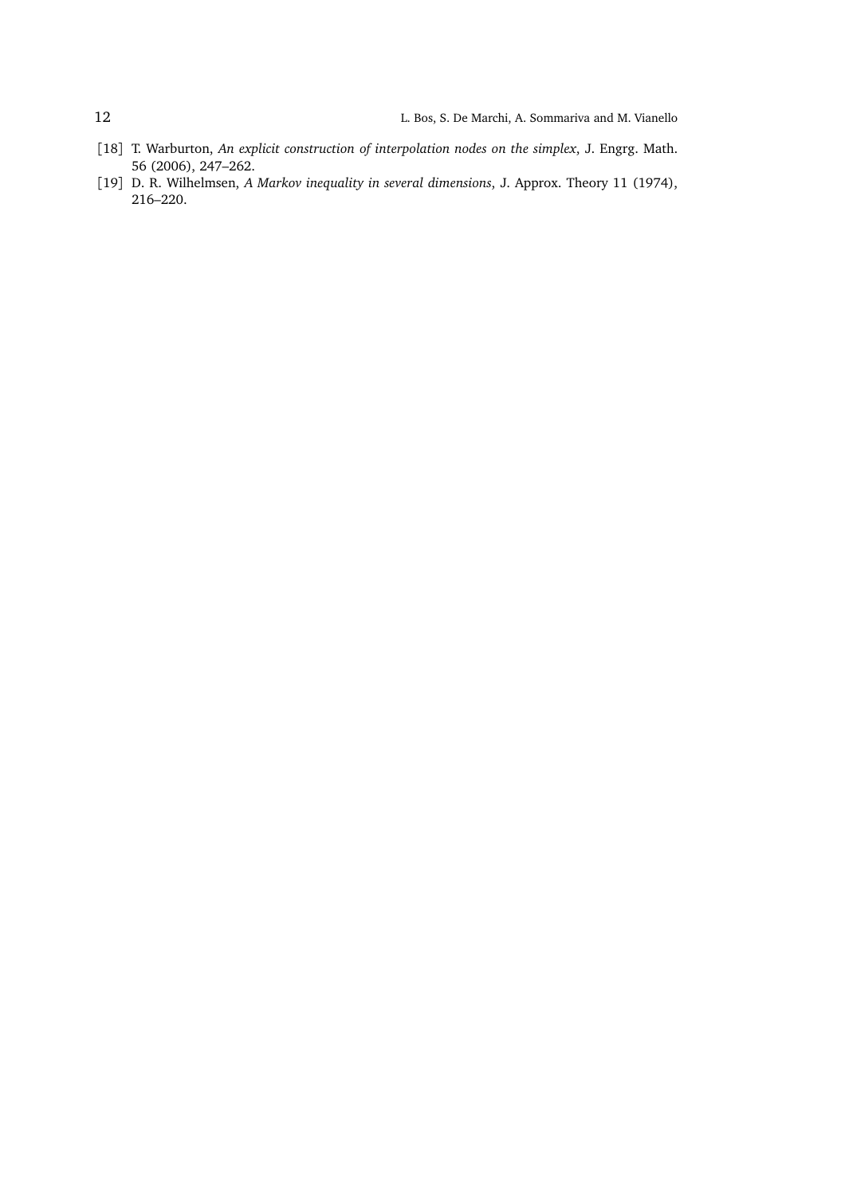[18] T. Warburton, *An explicit construction of interpolation nodes on the simplex*, J. Engrg. Math. 56 (2006), 247–262.

[19] D. R. Wilhelmsen, *A Markov inequality in several dimensions*, J. Approx. Theory 11 (1974), 216–220.